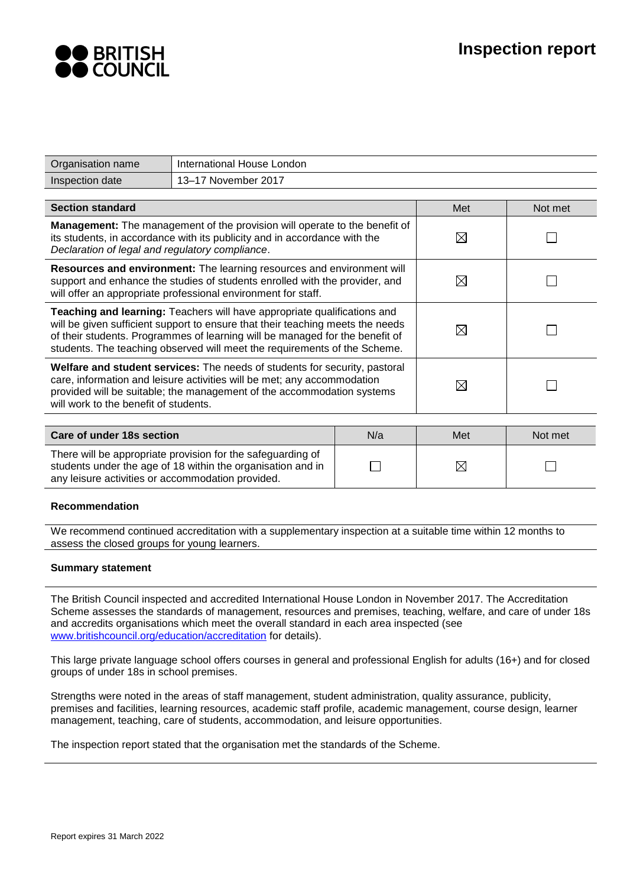# Inspection report

| Organisation name | International House London |
|---|---|
| Inspection date | 13–17 November 2017 |

| Section standard | Met | Not met |
|---|---|---|
| **Management:** The management of the provision will operate to the benefit of its students, in accordance with its publicity and in accordance with the *Declaration of legal and regulatory compliance*. | ☒ | ☐ |
| **Resources and environment:** The learning resources and environment will support and enhance the studies of students enrolled with the provider, and will offer an appropriate professional environment for staff. | ☒ | ☐ |
| **Teaching and learning:** Teachers will have appropriate qualifications and will be given sufficient support to ensure that their teaching meets the needs of their students. Programmes of learning will be managed for the benefit of students. The teaching observed will meet the requirements of the Scheme. | ☒ | ☐ |
| **Welfare and student services:** The needs of students for security, pastoral care, information and leisure activities will be met; any accommodation provided will be suitable; the management of the accommodation systems will work to the benefit of students. | ☒ | ☐ |

| Care of under 18s section | N/a | Met | Not met |
|---|---|---|---|
| There will be appropriate provision for the safeguarding of students under the age of 18 within the organisation and in any leisure activities or accommodation provided. | ☐ | ☒ | ☐ |

**Recommendation**

We recommend continued accreditation with a supplementary inspection at a suitable time within 12 months to assess the closed groups for young learners.

**Summary statement**

The British Council inspected and accredited International House London in November 2017. The Accreditation Scheme assesses the standards of management, resources and premises, teaching, welfare, and care of under 18s and accredits organisations which meet the overall standard in each area inspected (see www.britishcouncil.org/education/accreditation for details).

This large private language school offers courses in general and professional English for adults (16+) and for closed groups of under 18s in school premises.

Strengths were noted in the areas of staff management, student administration, quality assurance, publicity, premises and facilities, learning resources, academic staff profile, academic management, course design, learner management, teaching, care of students, accommodation, and leisure opportunities.

The inspection report stated that the organisation met the standards of the Scheme.

Report expires 31 March 2022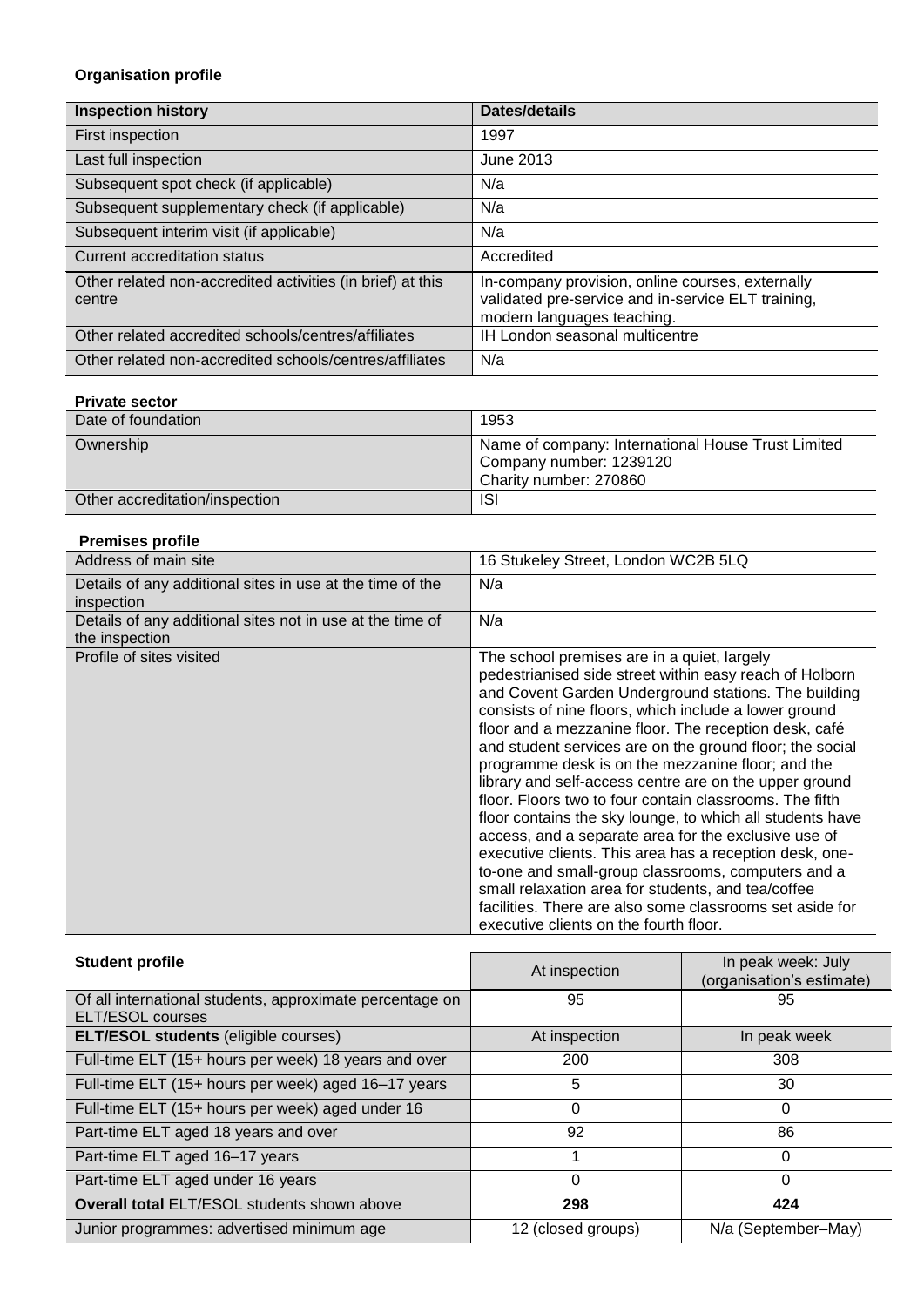**Organisation profile**

| Inspection history | Dates/details |
|---|---|
| First inspection | 1997 |
| Last full inspection | June 2013 |
| Subsequent spot check (if applicable) | N/a |
| Subsequent supplementary check (if applicable) | N/a |
| Subsequent interim visit (if applicable) | N/a |
| Current accreditation status | Accredited |
| Other related non-accredited activities (in brief) at this centre | In-company provision, online courses, externally validated pre-service and in-service ELT training, modern languages teaching. |
| Other related accredited schools/centres/affiliates | IH London seasonal multicentre |
| Other related non-accredited schools/centres/affiliates | N/a |

**Private sector**

| | |
|---|---|
| Date of foundation | 1953 |
| Ownership | Name of company: International House Trust Limited<br>Company number: 1239120<br>Charity number: 270860 |
| Other accreditation/inspection | ISI |

**Premises profile**

| | |
|---|---|
| Address of main site | 16 Stukeley Street, London WC2B 5LQ |
| Details of any additional sites in use at the time of the inspection | N/a |
| Details of any additional sites not in use at the time of the inspection | N/a |
| Profile of sites visited | The school premises are in a quiet, largely pedestrianised side street within easy reach of Holborn and Covent Garden Underground stations. The building consists of nine floors, which include a lower ground floor and a mezzanine floor. The reception desk, café and student services are on the ground floor; the social programme desk is on the mezzanine floor; and the library and self-access centre are on the upper ground floor. Floors two to four contain classrooms. The fifth floor contains the sky lounge, to which all students have access, and a separate area for the exclusive use of executive clients. This area has a reception desk, one-to-one and small-group classrooms, computers and a small relaxation area for students, and tea/coffee facilities. There are also some classrooms set aside for executive clients on the fourth floor. |

| **Student profile** | At inspection | In peak week: July (organisation's estimate) |
|---|---|---|
| Of all international students, approximate percentage on ELT/ESOL courses | 95 | 95 |
| **ELT/ESOL students** (eligible courses) | At inspection | In peak week |
| Full-time ELT (15+ hours per week) 18 years and over | 200 | 308 |
| Full-time ELT (15+ hours per week) aged 16–17 years | 5 | 30 |
| Full-time ELT (15+ hours per week) aged under 16 | 0 | 0 |
| Part-time ELT aged 18 years and over | 92 | 86 |
| Part-time ELT aged 16–17 years | 1 | 0 |
| Part-time ELT aged under 16 years | 0 | 0 |
| **Overall total** ELT/ESOL students shown above | **298** | **424** |
| Junior programmes: advertised minimum age | 12 (closed groups) | N/a (September–May) |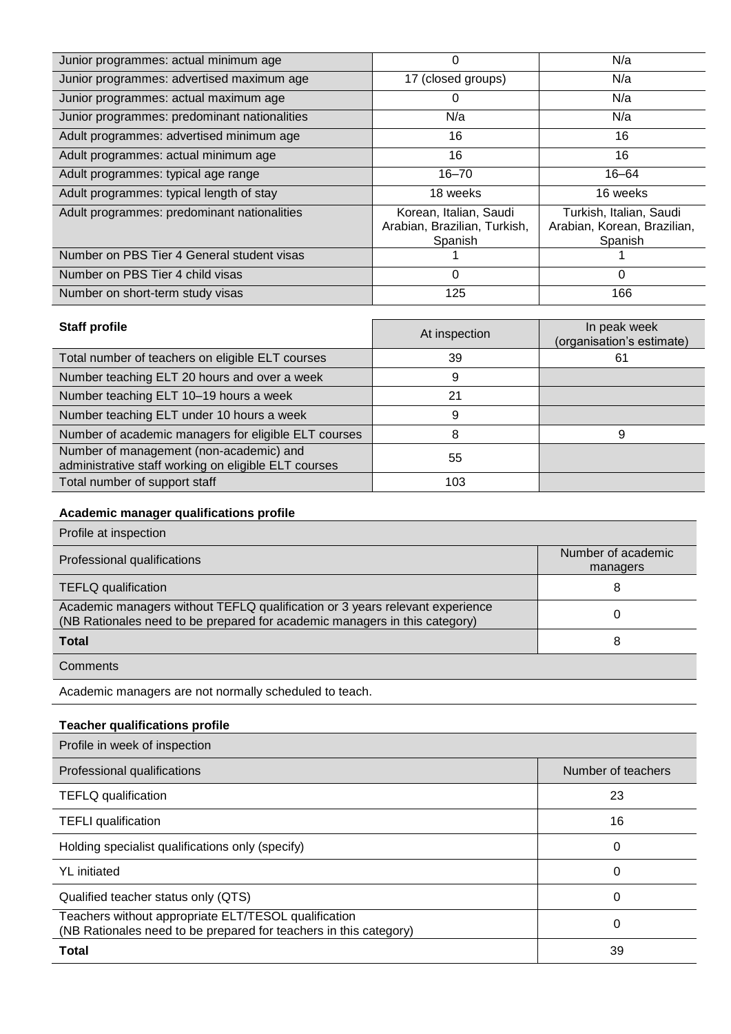| | | |
|---|---|---|
| Junior programmes: actual minimum age | 0 | N/a |
| Junior programmes: advertised maximum age | 17 (closed groups) | N/a |
| Junior programmes: actual maximum age | 0 | N/a |
| Junior programmes: predominant nationalities | N/a | N/a |
| Adult programmes: advertised minimum age | 16 | 16 |
| Adult programmes: actual minimum age | 16 | 16 |
| Adult programmes: typical age range | 16–70 | 16–64 |
| Adult programmes: typical length of stay | 18 weeks | 16 weeks |
| Adult programmes: predominant nationalities | Korean, Italian, Saudi Arabian, Brazilian, Turkish, Spanish | Turkish, Italian, Saudi Arabian, Korean, Brazilian, Spanish |
| Number on PBS Tier 4 General student visas | 1 | 1 |
| Number on PBS Tier 4 child visas | 0 | 0 |
| Number on short-term study visas | 125 | 166 |

| **Staff profile** | At inspection | In peak week (organisation's estimate) |
|---|---|---|
| Total number of teachers on eligible ELT courses | 39 | 61 |
| Number teaching ELT 20 hours and over a week | 9 | |
| Number teaching ELT 10–19 hours a week | 21 | |
| Number teaching ELT under 10 hours a week | 9 | |
| Number of academic managers for eligible ELT courses | 8 | 9 |
| Number of management (non-academic) and administrative staff working on eligible ELT courses | 55 | |
| Total number of support staff | 103 | |

**Academic manager qualifications profile**

| Profile at inspection | |
|---|---|
| Professional qualifications | Number of academic managers |
| TEFLQ qualification | 8 |
| Academic managers without TEFLQ qualification or 3 years relevant experience (NB Rationales need to be prepared for academic managers in this category) | 0 |
| **Total** | 8 |
| Comments | |
| Academic managers are not normally scheduled to teach. | |

**Teacher qualifications profile**

| Profile in week of inspection | |
|---|---|
| Professional qualifications | Number of teachers |
| TEFLQ qualification | 23 |
| TEFLI qualification | 16 |
| Holding specialist qualifications only (specify) | 0 |
| YL initiated | 0 |
| Qualified teacher status only (QTS) | 0 |
| Teachers without appropriate ELT/TESOL qualification (NB Rationales need to be prepared for teachers in this category) | 0 |
| **Total** | 39 |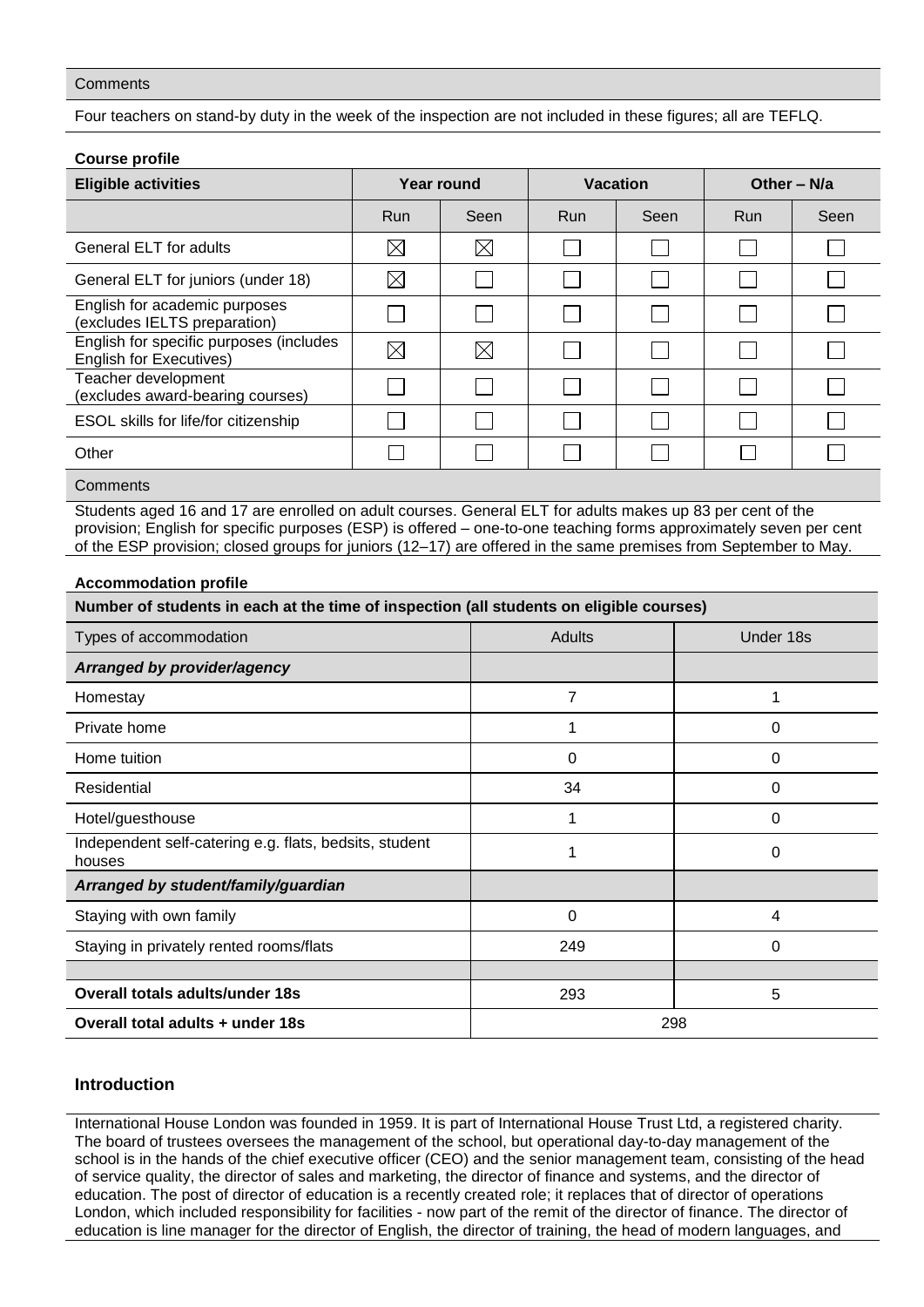**Comments**

Four teachers on stand-by duty in the week of the inspection are not included in these figures; all are TEFLQ.

**Course profile**

| Eligible activities | Year round | | Vacation | | Other – N/a | |
|---|---|---|---|---|---|---|
| | Run | Seen | Run | Seen | Run | Seen |
| General ELT for adults | ☒ | ☒ | ☐ | ☐ | ☐ | ☐ |
| General ELT for juniors (under 18) | ☒ | ☐ | ☐ | ☐ | ☐ | ☐ |
| English for academic purposes (excludes IELTS preparation) | ☐ | ☐ | ☐ | ☐ | ☐ | ☐ |
| English for specific purposes (includes English for Executives) | ☒ | ☒ | ☐ | ☐ | ☐ | ☐ |
| Teacher development (excludes award-bearing courses) | ☐ | ☐ | ☐ | ☐ | ☐ | ☐ |
| ESOL skills for life/for citizenship | ☐ | ☐ | ☐ | ☐ | ☐ | ☐ |
| Other | ☐ | ☐ | ☐ | ☐ | ☐ | ☐ |

**Comments**

Students aged 16 and 17 are enrolled on adult courses. General ELT for adults makes up 83 per cent of the provision; English for specific purposes (ESP) is offered – one-to-one teaching forms approximately seven per cent of the ESP provision; closed groups for juniors (12–17) are offered in the same premises from September to May.

**Accommodation profile**

**Number of students in each at the time of inspection (all students on eligible courses)**

| Types of accommodation | Adults | Under 18s |
|---|---|---|
| ***Arranged by provider/agency*** | | |
| Homestay | 7 | 1 |
| Private home | 1 | 0 |
| Home tuition | 0 | 0 |
| Residential | 34 | 0 |
| Hotel/guesthouse | 1 | 0 |
| Independent self-catering e.g. flats, bedsits, student houses | 1 | 0 |
| ***Arranged by student/family/guardian*** | | |
| Staying with own family | 0 | 4 |
| Staying in privately rented rooms/flats | 249 | 0 |
| | | |
| **Overall totals adults/under 18s** | 293 | 5 |
| **Overall total adults + under 18s** | 298 | |

## Introduction

International House London was founded in 1959. It is part of International House Trust Ltd, a registered charity. The board of trustees oversees the management of the school, but operational day-to-day management of the school is in the hands of the chief executive officer (CEO) and the senior management team, consisting of the head of service quality, the director of sales and marketing, the director of finance and systems, and the director of education. The post of director of education is a recently created role; it replaces that of director of operations London, which included responsibility for facilities - now part of the remit of the director of finance. The director of education is line manager for the director of English, the director of training, the head of modern languages, and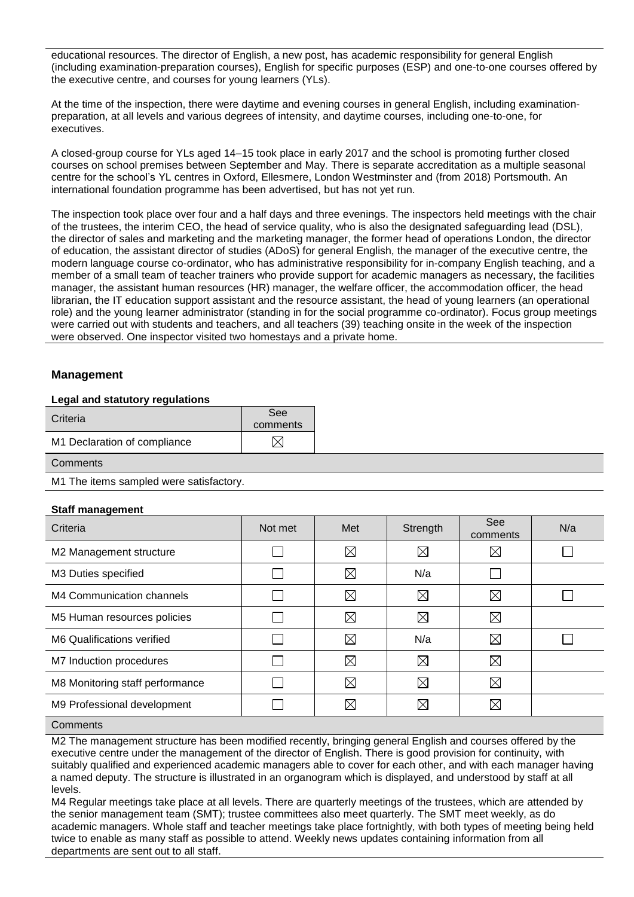educational resources. The director of English, a new post, has academic responsibility for general English (including examination-preparation courses), English for specific purposes (ESP) and one-to-one courses offered by the executive centre, and courses for young learners (YLs).

At the time of the inspection, there were daytime and evening courses in general English, including examination-preparation, at all levels and various degrees of intensity, and daytime courses, including one-to-one, for executives.

A closed-group course for YLs aged 14–15 took place in early 2017 and the school is promoting further closed courses on school premises between September and May. There is separate accreditation as a multiple seasonal centre for the school's YL centres in Oxford, Ellesmere, London Westminster and (from 2018) Portsmouth. An international foundation programme has been advertised, but has not yet run.

The inspection took place over four and a half days and three evenings. The inspectors held meetings with the chair of the trustees, the interim CEO, the head of service quality, who is also the designated safeguarding lead (DSL), the director of sales and marketing and the marketing manager, the former head of operations London, the director of education, the assistant director of studies (ADoS) for general English, the manager of the executive centre, the modern language course co-ordinator, who has administrative responsibility for in-company English teaching, and a member of a small team of teacher trainers who provide support for academic managers as necessary, the facilities manager, the assistant human resources (HR) manager, the welfare officer, the accommodation officer, the head librarian, the IT education support assistant and the resource assistant, the head of young learners (an operational role) and the young learner administrator (standing in for the social programme co-ordinator). Focus group meetings were carried out with students and teachers, and all teachers (39) teaching onsite in the week of the inspection were observed. One inspector visited two homestays and a private home.

## Management

### Legal and statutory regulations

| Criteria | See comments |
|---|---|
| M1 Declaration of compliance | ☒ |

Comments

M1 The items sampled were satisfactory.

### Staff management

| Criteria | Not met | Met | Strength | See comments | N/a |
|---|---|---|---|---|---|
| M2 Management structure | ☐ | ☒ | ☒ | ☒ | ☐ |
| M3 Duties specified | ☐ | ☒ | N/a | ☐ | |
| M4 Communication channels | ☐ | ☒ | ☒ | ☒ | ☐ |
| M5 Human resources policies | ☐ | ☒ | ☒ | ☒ | |
| M6 Qualifications verified | ☐ | ☒ | N/a | ☒ | ☐ |
| M7 Induction procedures | ☐ | ☒ | ☒ | ☒ | |
| M8 Monitoring staff performance | ☐ | ☒ | ☒ | ☒ | |
| M9 Professional development | ☐ | ☒ | ☒ | ☒ | |

Comments

M2 The management structure has been modified recently, bringing general English and courses offered by the executive centre under the management of the director of English. There is good provision for continuity, with suitably qualified and experienced academic managers able to cover for each other, and with each manager having a named deputy. The structure is illustrated in an organogram which is displayed, and understood by staff at all levels.

M4 Regular meetings take place at all levels. There are quarterly meetings of the trustees, which are attended by the senior management team (SMT); trustee committees also meet quarterly. The SMT meet weekly, as do academic managers. Whole staff and teacher meetings take place fortnightly, with both types of meeting being held twice to enable as many staff as possible to attend. Weekly news updates containing information from all departments are sent out to all staff.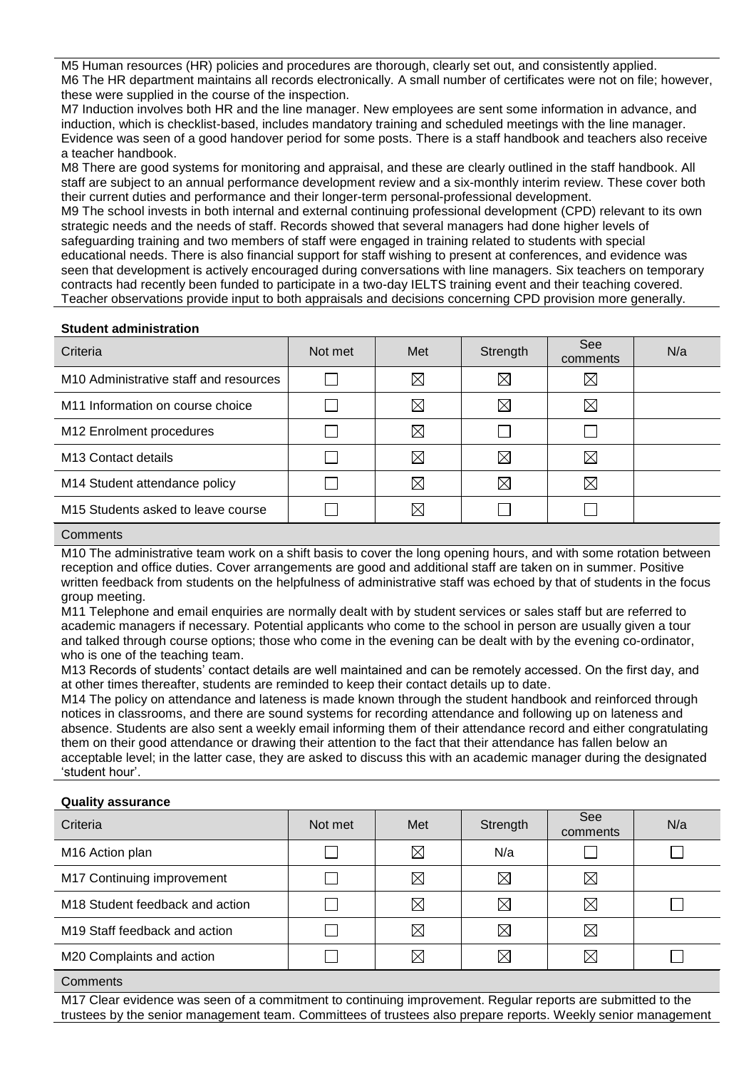M5 Human resources (HR) policies and procedures are thorough, clearly set out, and consistently applied.
M6 The HR department maintains all records electronically. A small number of certificates were not on file; however, these were supplied in the course of the inspection.
M7 Induction involves both HR and the line manager. New employees are sent some information in advance, and induction, which is checklist-based, includes mandatory training and scheduled meetings with the line manager. Evidence was seen of a good handover period for some posts. There is a staff handbook and teachers also receive a teacher handbook.
M8 There are good systems for monitoring and appraisal, and these are clearly outlined in the staff handbook. All staff are subject to an annual performance development review and a six-monthly interim review. These cover both their current duties and performance and their longer-term personal-professional development.
M9 The school invests in both internal and external continuing professional development (CPD) relevant to its own strategic needs and the needs of staff. Records showed that several managers had done higher levels of safeguarding training and two members of staff were engaged in training related to students with special educational needs. There is also financial support for staff wishing to present at conferences, and evidence was seen that development is actively encouraged during conversations with line managers. Six teachers on temporary contracts had recently been funded to participate in a two-day IELTS training event and their teaching covered. Teacher observations provide input to both appraisals and decisions concerning CPD provision more generally.

**Student administration**

| Criteria | Not met | Met | Strength | See comments | N/a |
|---|---|---|---|---|---|
| M10 Administrative staff and resources | ☐ | ☒ | ☒ | ☒ | |
| M11 Information on course choice | ☐ | ☒ | ☒ | ☒ | |
| M12 Enrolment procedures | ☐ | ☒ | ☐ | ☐ | |
| M13 Contact details | ☐ | ☒ | ☒ | ☒ | |
| M14 Student attendance policy | ☐ | ☒ | ☒ | ☒ | |
| M15 Students asked to leave course | ☐ | ☒ | ☐ | ☐ | |

Comments

M10 The administrative team work on a shift basis to cover the long opening hours, and with some rotation between reception and office duties. Cover arrangements are good and additional staff are taken on in summer. Positive written feedback from students on the helpfulness of administrative staff was echoed by that of students in the focus group meeting.
M11 Telephone and email enquiries are normally dealt with by student services or sales staff but are referred to academic managers if necessary. Potential applicants who come to the school in person are usually given a tour and talked through course options; those who come in the evening can be dealt with by the evening co-ordinator, who is one of the teaching team.
M13 Records of students' contact details are well maintained and can be remotely accessed. On the first day, and at other times thereafter, students are reminded to keep their contact details up to date.
M14 The policy on attendance and lateness is made known through the student handbook and reinforced through notices in classrooms, and there are sound systems for recording attendance and following up on lateness and absence. Students are also sent a weekly email informing them of their attendance record and either congratulating them on their good attendance or drawing their attention to the fact that their attendance has fallen below an acceptable level; in the latter case, they are asked to discuss this with an academic manager during the designated 'student hour'.

**Quality assurance**

| Criteria | Not met | Met | Strength | See comments | N/a |
|---|---|---|---|---|---|
| M16 Action plan | ☐ | ☒ | N/a | ☐ | ☐ |
| M17 Continuing improvement | ☐ | ☒ | ☒ | ☒ | |
| M18 Student feedback and action | ☐ | ☒ | ☒ | ☒ | ☐ |
| M19 Staff feedback and action | ☐ | ☒ | ☒ | ☒ | |
| M20 Complaints and action | ☐ | ☒ | ☒ | ☒ | ☐ |

Comments

M17 Clear evidence was seen of a commitment to continuing improvement. Regular reports are submitted to the trustees by the senior management team. Committees of trustees also prepare reports. Weekly senior management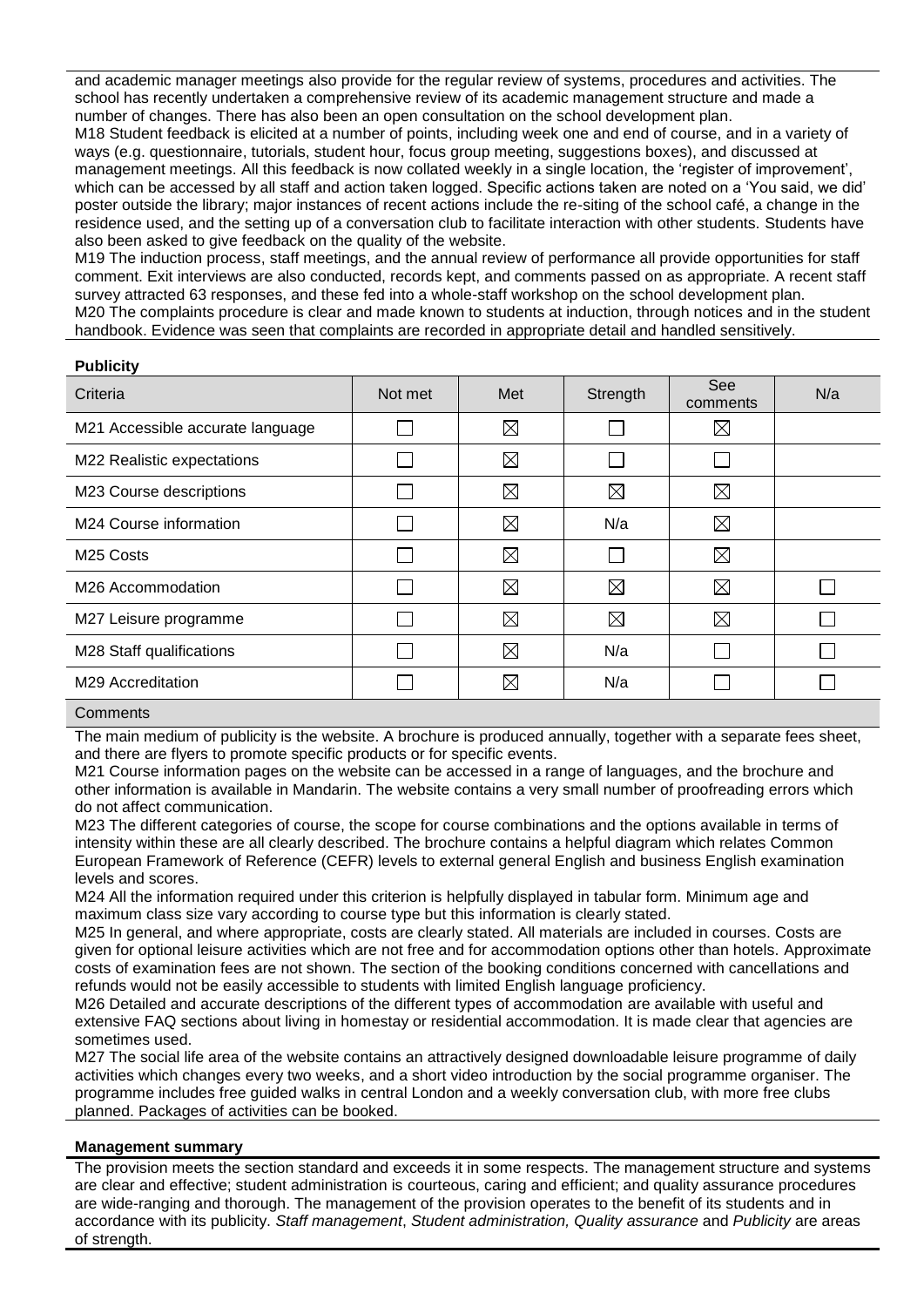and academic manager meetings also provide for the regular review of systems, procedures and activities. The school has recently undertaken a comprehensive review of its academic management structure and made a number of changes. There has also been an open consultation on the school development plan.

M18 Student feedback is elicited at a number of points, including week one and end of course, and in a variety of ways (e.g. questionnaire, tutorials, student hour, focus group meeting, suggestions boxes), and discussed at management meetings. All this feedback is now collated weekly in a single location, the 'register of improvement', which can be accessed by all staff and action taken logged. Specific actions taken are noted on a 'You said, we did' poster outside the library; major instances of recent actions include the re-siting of the school café, a change in the residence used, and the setting up of a conversation club to facilitate interaction with other students. Students have also been asked to give feedback on the quality of the website.

M19 The induction process, staff meetings, and the annual review of performance all provide opportunities for staff comment. Exit interviews are also conducted, records kept, and comments passed on as appropriate. A recent staff survey attracted 63 responses, and these fed into a whole-staff workshop on the school development plan.

M20 The complaints procedure is clear and made known to students at induction, through notices and in the student handbook. Evidence was seen that complaints are recorded in appropriate detail and handled sensitively.

**Publicity**

| Criteria | Not met | Met | Strength | See comments | N/a |
|---|---|---|---|---|---|
| M21 Accessible accurate language | ☐ | ☒ | ☐ | ☒ | |
| M22 Realistic expectations | ☐ | ☒ | ☐ | ☐ | |
| M23 Course descriptions | ☐ | ☒ | ☒ | ☒ | |
| M24 Course information | ☐ | ☒ | N/a | ☒ | |
| M25 Costs | ☐ | ☒ | ☐ | ☒ | |
| M26 Accommodation | ☐ | ☒ | ☒ | ☒ | ☐ |
| M27 Leisure programme | ☐ | ☒ | ☒ | ☒ | ☐ |
| M28 Staff qualifications | ☐ | ☒ | N/a | ☐ | ☐ |
| M29 Accreditation | ☐ | ☒ | N/a | ☐ | ☐ |

Comments

The main medium of publicity is the website. A brochure is produced annually, together with a separate fees sheet, and there are flyers to promote specific products or for specific events.

M21 Course information pages on the website can be accessed in a range of languages, and the brochure and other information is available in Mandarin. The website contains a very small number of proofreading errors which do not affect communication.

M23 The different categories of course, the scope for course combinations and the options available in terms of intensity within these are all clearly described. The brochure contains a helpful diagram which relates Common European Framework of Reference (CEFR) levels to external general English and business English examination levels and scores.

M24 All the information required under this criterion is helpfully displayed in tabular form. Minimum age and maximum class size vary according to course type but this information is clearly stated.

M25 In general, and where appropriate, costs are clearly stated. All materials are included in courses. Costs are given for optional leisure activities which are not free and for accommodation options other than hotels. Approximate costs of examination fees are not shown. The section of the booking conditions concerned with cancellations and refunds would not be easily accessible to students with limited English language proficiency.

M26 Detailed and accurate descriptions of the different types of accommodation are available with useful and extensive FAQ sections about living in homestay or residential accommodation. It is made clear that agencies are sometimes used.

M27 The social life area of the website contains an attractively designed downloadable leisure programme of daily activities which changes every two weeks, and a short video introduction by the social programme organiser. The programme includes free guided walks in central London and a weekly conversation club, with more free clubs planned. Packages of activities can be booked.

**Management summary**

The provision meets the section standard and exceeds it in some respects. The management structure and systems are clear and effective; student administration is courteous, caring and efficient; and quality assurance procedures are wide-ranging and thorough. The management of the provision operates to the benefit of its students and in accordance with its publicity. *Staff management*, *Student administration, Quality assurance* and *Publicity* are areas of strength.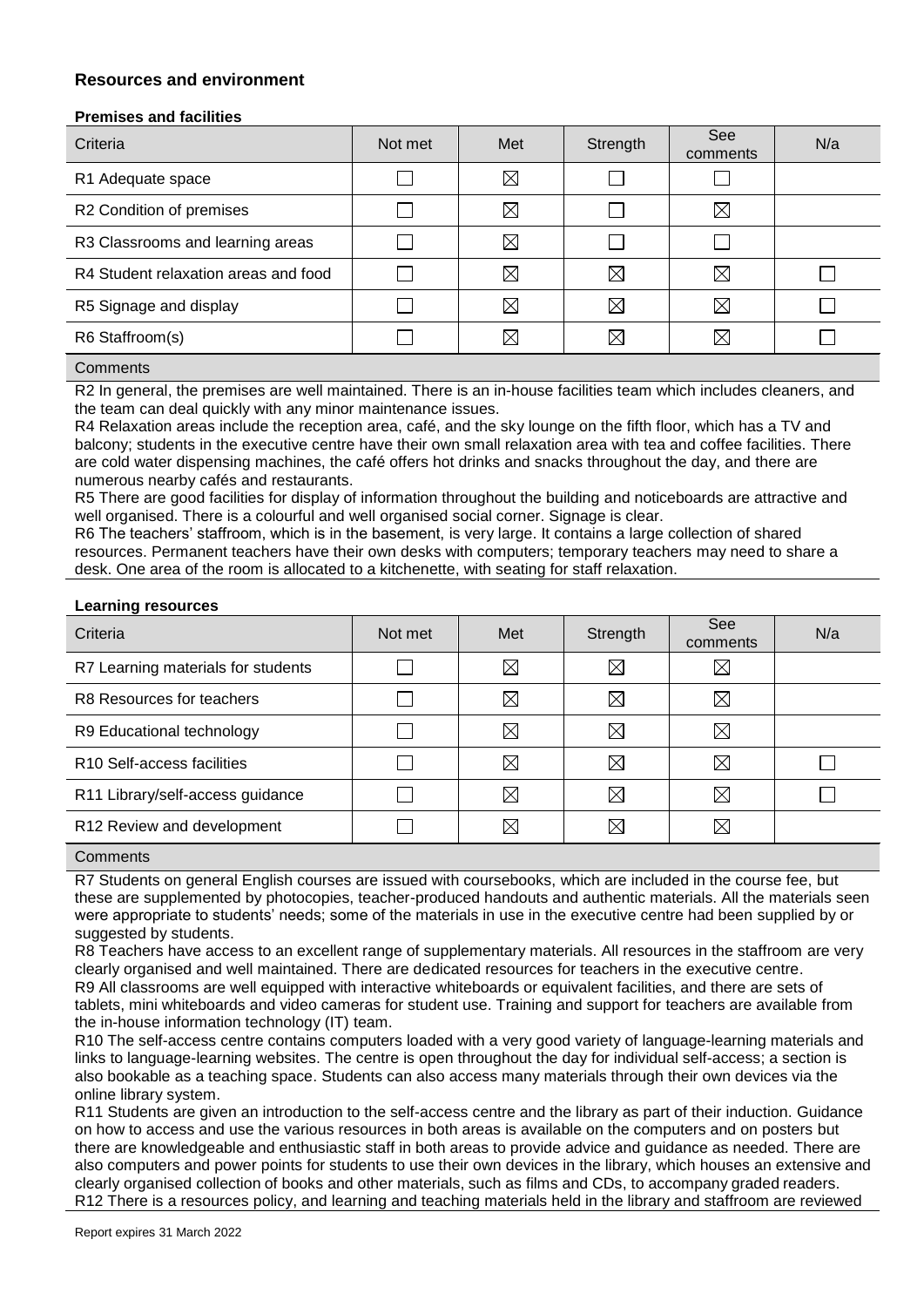## Resources and environment

### Premises and facilities

| Criteria | Not met | Met | Strength | See comments | N/a |
|---|---|---|---|---|---|
| R1 Adequate space | ☐ | ☒ | ☐ | ☐ | |
| R2 Condition of premises | ☐ | ☒ | ☐ | ☒ | |
| R3 Classrooms and learning areas | ☐ | ☒ | ☐ | ☐ | |
| R4 Student relaxation areas and food | ☐ | ☒ | ☒ | ☒ | ☐ |
| R5 Signage and display | ☐ | ☒ | ☒ | ☒ | ☐ |
| R6 Staffroom(s) | ☐ | ☒ | ☒ | ☒ | ☐ |

**Comments**

R2 In general, the premises are well maintained. There is an in-house facilities team which includes cleaners, and the team can deal quickly with any minor maintenance issues.
R4 Relaxation areas include the reception area, café, and the sky lounge on the fifth floor, which has a TV and balcony; students in the executive centre have their own small relaxation area with tea and coffee facilities. There are cold water dispensing machines, the café offers hot drinks and snacks throughout the day, and there are numerous nearby cafés and restaurants.
R5 There are good facilities for display of information throughout the building and noticeboards are attractive and well organised. There is a colourful and well organised social corner. Signage is clear.
R6 The teachers' staffroom, which is in the basement, is very large. It contains a large collection of shared resources. Permanent teachers have their own desks with computers; temporary teachers may need to share a desk. One area of the room is allocated to a kitchenette, with seating for staff relaxation.

### Learning resources

| Criteria | Not met | Met | Strength | See comments | N/a |
|---|---|---|---|---|---|
| R7 Learning materials for students | ☐ | ☒ | ☒ | ☒ | |
| R8 Resources for teachers | ☐ | ☒ | ☒ | ☒ | |
| R9 Educational technology | ☐ | ☒ | ☒ | ☒ | |
| R10 Self-access facilities | ☐ | ☒ | ☒ | ☒ | ☐ |
| R11 Library/self-access guidance | ☐ | ☒ | ☒ | ☒ | ☐ |
| R12 Review and development | ☐ | ☒ | ☒ | ☒ | |

**Comments**

R7 Students on general English courses are issued with coursebooks, which are included in the course fee, but these are supplemented by photocopies, teacher-produced handouts and authentic materials. All the materials seen were appropriate to students' needs; some of the materials in use in the executive centre had been supplied by or suggested by students.
R8 Teachers have access to an excellent range of supplementary materials. All resources in the staffroom are very clearly organised and well maintained. There are dedicated resources for teachers in the executive centre.
R9 All classrooms are well equipped with interactive whiteboards or equivalent facilities, and there are sets of tablets, mini whiteboards and video cameras for student use. Training and support for teachers are available from the in-house information technology (IT) team.
R10 The self-access centre contains computers loaded with a very good variety of language-learning materials and links to language-learning websites. The centre is open throughout the day for individual self-access; a section is also bookable as a teaching space. Students can also access many materials through their own devices via the online library system.
R11 Students are given an introduction to the self-access centre and the library as part of their induction. Guidance on how to access and use the various resources in both areas is available on the computers and on posters but there are knowledgeable and enthusiastic staff in both areas to provide advice and guidance as needed. There are also computers and power points for students to use their own devices in the library, which houses an extensive and clearly organised collection of books and other materials, such as films and CDs, to accompany graded readers.
R12 There is a resources policy, and learning and teaching materials held in the library and staffroom are reviewed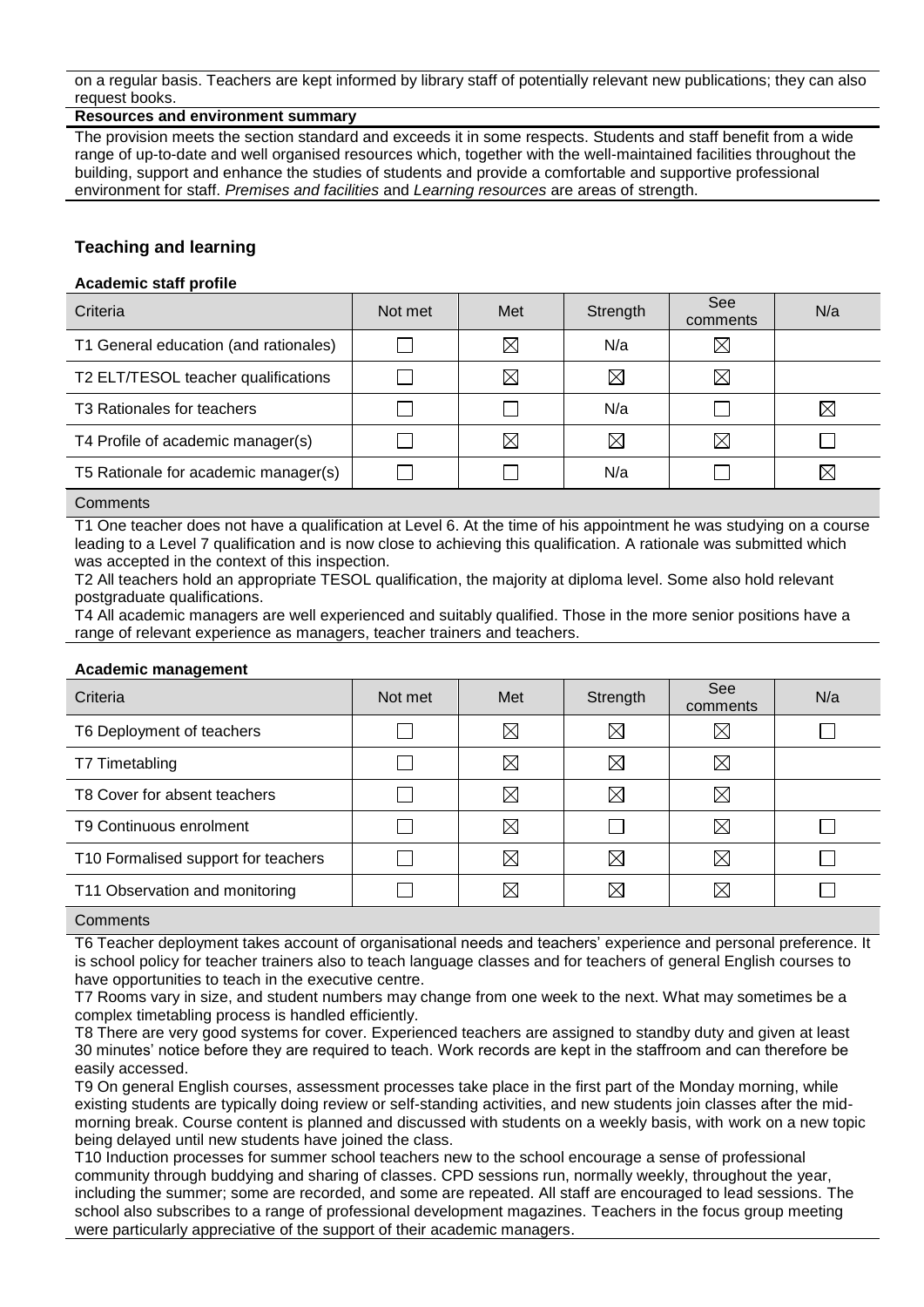on a regular basis. Teachers are kept informed by library staff of potentially relevant new publications; they can also request books.

**Resources and environment summary**

The provision meets the section standard and exceeds it in some respects. Students and staff benefit from a wide range of up-to-date and well organised resources which, together with the well-maintained facilities throughout the building, support and enhance the studies of students and provide a comfortable and supportive professional environment for staff. *Premises and facilities* and *Learning resources* are areas of strength.

## Teaching and learning

**Academic staff profile**

| Criteria | Not met | Met | Strength | See comments | N/a |
|---|---|---|---|---|---|
| T1 General education (and rationales) | ☐ | ☒ | N/a | ☒ | |
| T2 ELT/TESOL teacher qualifications | ☐ | ☒ | ☒ | ☒ | |
| T3 Rationales for teachers | ☐ | ☐ | N/a | ☐ | ☒ |
| T4 Profile of academic manager(s) | ☐ | ☒ | ☒ | ☒ | ☐ |
| T5 Rationale for academic manager(s) | ☐ | ☐ | N/a | ☐ | ☒ |

Comments

T1 One teacher does not have a qualification at Level 6. At the time of his appointment he was studying on a course leading to a Level 7 qualification and is now close to achieving this qualification. A rationale was submitted which was accepted in the context of this inspection.

T2 All teachers hold an appropriate TESOL qualification, the majority at diploma level. Some also hold relevant postgraduate qualifications.

T4 All academic managers are well experienced and suitably qualified. Those in the more senior positions have a range of relevant experience as managers, teacher trainers and teachers.

**Academic management**

| Criteria | Not met | Met | Strength | See comments | N/a |
|---|---|---|---|---|---|
| T6 Deployment of teachers | ☐ | ☒ | ☒ | ☒ | ☐ |
| T7 Timetabling | ☐ | ☒ | ☒ | ☒ | |
| T8 Cover for absent teachers | ☐ | ☒ | ☒ | ☒ | |
| T9 Continuous enrolment | ☐ | ☒ | ☐ | ☒ | ☐ |
| T10 Formalised support for teachers | ☐ | ☒ | ☒ | ☒ | ☐ |
| T11 Observation and monitoring | ☐ | ☒ | ☒ | ☒ | ☐ |

Comments

T6 Teacher deployment takes account of organisational needs and teachers' experience and personal preference. It is school policy for teacher trainers also to teach language classes and for teachers of general English courses to have opportunities to teach in the executive centre.

T7 Rooms vary in size, and student numbers may change from one week to the next. What may sometimes be a complex timetabling process is handled efficiently.

T8 There are very good systems for cover. Experienced teachers are assigned to standby duty and given at least 30 minutes' notice before they are required to teach. Work records are kept in the staffroom and can therefore be easily accessed.

T9 On general English courses, assessment processes take place in the first part of the Monday morning, while existing students are typically doing review or self-standing activities, and new students join classes after the mid-morning break. Course content is planned and discussed with students on a weekly basis, with work on a new topic being delayed until new students have joined the class.

T10 Induction processes for summer school teachers new to the school encourage a sense of professional community through buddying and sharing of classes. CPD sessions run, normally weekly, throughout the year, including the summer; some are recorded, and some are repeated. All staff are encouraged to lead sessions. The school also subscribes to a range of professional development magazines. Teachers in the focus group meeting were particularly appreciative of the support of their academic managers.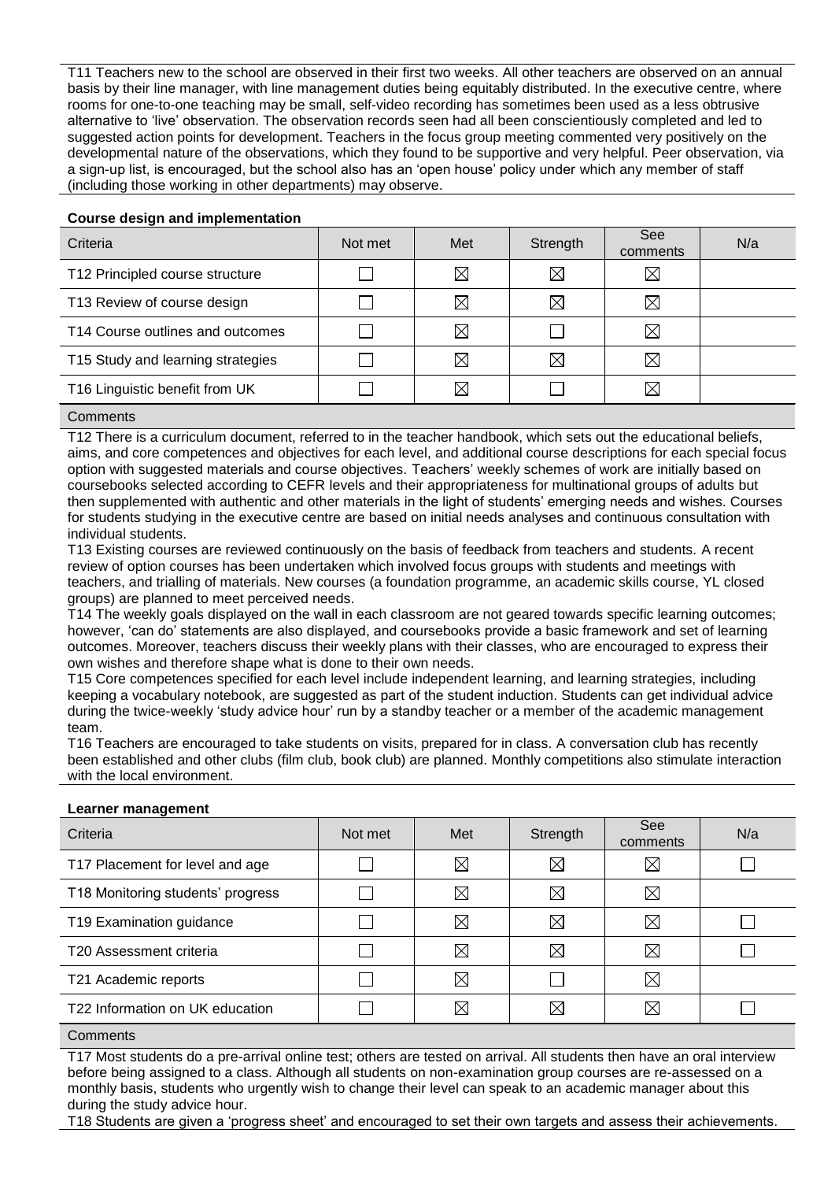T11 Teachers new to the school are observed in their first two weeks. All other teachers are observed on an annual basis by their line manager, with line management duties being equitably distributed. In the executive centre, where rooms for one-to-one teaching may be small, self-video recording has sometimes been used as a less obtrusive alternative to 'live' observation. The observation records seen had all been conscientiously completed and led to suggested action points for development. Teachers in the focus group meeting commented very positively on the developmental nature of the observations, which they found to be supportive and very helpful. Peer observation, via a sign-up list, is encouraged, but the school also has an 'open house' policy under which any member of staff (including those working in other departments) may observe.

**Course design and implementation**

| Criteria | Not met | Met | Strength | See comments | N/a |
|---|---|---|---|---|---|
| T12 Principled course structure | ☐ | ☒ | ☒ | ☒ | |
| T13 Review of course design | ☐ | ☒ | ☒ | ☒ | |
| T14 Course outlines and outcomes | ☐ | ☒ | ☐ | ☒ | |
| T15 Study and learning strategies | ☐ | ☒ | ☒ | ☒ | |
| T16 Linguistic benefit from UK | ☐ | ☒ | ☐ | ☒ | |

Comments

T12 There is a curriculum document, referred to in the teacher handbook, which sets out the educational beliefs, aims, and core competences and objectives for each level, and additional course descriptions for each special focus option with suggested materials and course objectives. Teachers' weekly schemes of work are initially based on coursebooks selected according to CEFR levels and their appropriateness for multinational groups of adults but then supplemented with authentic and other materials in the light of students' emerging needs and wishes. Courses for students studying in the executive centre are based on initial needs analyses and continuous consultation with individual students.

T13 Existing courses are reviewed continuously on the basis of feedback from teachers and students. A recent review of option courses has been undertaken which involved focus groups with students and meetings with teachers, and trialling of materials. New courses (a foundation programme, an academic skills course, YL closed groups) are planned to meet perceived needs.

T14 The weekly goals displayed on the wall in each classroom are not geared towards specific learning outcomes; however, 'can do' statements are also displayed, and coursebooks provide a basic framework and set of learning outcomes. Moreover, teachers discuss their weekly plans with their classes, who are encouraged to express their own wishes and therefore shape what is done to their own needs.

T15 Core competences specified for each level include independent learning, and learning strategies, including keeping a vocabulary notebook, are suggested as part of the student induction. Students can get individual advice during the twice-weekly 'study advice hour' run by a standby teacher or a member of the academic management team.

T16 Teachers are encouraged to take students on visits, prepared for in class. A conversation club has recently been established and other clubs (film club, book club) are planned. Monthly competitions also stimulate interaction with the local environment.

**Learner management**

| Criteria | Not met | Met | Strength | See comments | N/a |
|---|---|---|---|---|---|
| T17 Placement for level and age | ☐ | ☒ | ☒ | ☒ | ☐ |
| T18 Monitoring students' progress | ☐ | ☒ | ☒ | ☒ | |
| T19 Examination guidance | ☐ | ☒ | ☒ | ☒ | ☐ |
| T20 Assessment criteria | ☐ | ☒ | ☒ | ☒ | ☐ |
| T21 Academic reports | ☐ | ☒ | ☐ | ☒ | |
| T22 Information on UK education | ☐ | ☒ | ☒ | ☒ | ☐ |

Comments

T17 Most students do a pre-arrival online test; others are tested on arrival. All students then have an oral interview before being assigned to a class. Although all students on non-examination group courses are re-assessed on a monthly basis, students who urgently wish to change their level can speak to an academic manager about this during the study advice hour.

T18 Students are given a 'progress sheet' and encouraged to set their own targets and assess their achievements.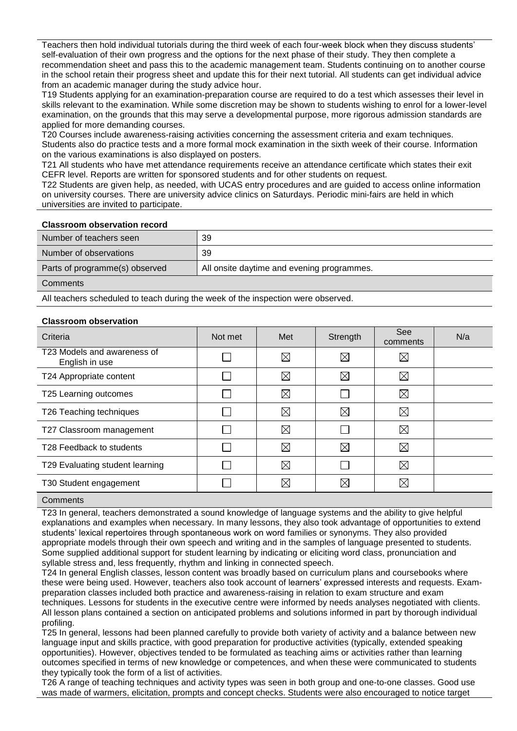Teachers then hold individual tutorials during the third week of each four-week block when they discuss students' self-evaluation of their own progress and the options for the next phase of their study. They then complete a recommendation sheet and pass this to the academic management team. Students continuing on to another course in the school retain their progress sheet and update this for their next tutorial. All students can get individual advice from an academic manager during the study advice hour.

T19 Students applying for an examination-preparation course are required to do a test which assesses their level in skills relevant to the examination. While some discretion may be shown to students wishing to enrol for a lower-level examination, on the grounds that this may serve a developmental purpose, more rigorous admission standards are applied for more demanding courses.

T20 Courses include awareness-raising activities concerning the assessment criteria and exam techniques. Students also do practice tests and a more formal mock examination in the sixth week of their course. Information on the various examinations is also displayed on posters.

T21 All students who have met attendance requirements receive an attendance certificate which states their exit CEFR level. Reports are written for sponsored students and for other students on request.

T22 Students are given help, as needed, with UCAS entry procedures and are guided to access online information on university courses. There are university advice clinics on Saturdays. Periodic mini-fairs are held in which universities are invited to participate.

**Classroom observation record**

| Number of teachers seen | 39 |
|---|---|
| Number of observations | 39 |
| Parts of programme(s) observed | All onsite daytime and evening programmes. |

**Comments**

All teachers scheduled to teach during the week of the inspection were observed.

**Classroom observation**

| Criteria | Not met | Met | Strength | See comments | N/a |
|---|---|---|---|---|---|
| T23 Models and awareness of English in use | ☐ | ☒ | ☒ | ☒ | |
| T24 Appropriate content | ☐ | ☒ | ☒ | ☒ | |
| T25 Learning outcomes | ☐ | ☒ | ☐ | ☒ | |
| T26 Teaching techniques | ☐ | ☒ | ☒ | ☒ | |
| T27 Classroom management | ☐ | ☒ | ☐ | ☒ | |
| T28 Feedback to students | ☐ | ☒ | ☒ | ☒ | |
| T29 Evaluating student learning | ☐ | ☒ | ☐ | ☒ | |
| T30 Student engagement | ☐ | ☒ | ☒ | ☒ | |

**Comments**

T23 In general, teachers demonstrated a sound knowledge of language systems and the ability to give helpful explanations and examples when necessary. In many lessons, they also took advantage of opportunities to extend students' lexical repertoires through spontaneous work on word families or synonyms. They also provided appropriate models through their own speech and writing and in the samples of language presented to students. Some supplied additional support for student learning by indicating or eliciting word class, pronunciation and syllable stress and, less frequently, rhythm and linking in connected speech.

T24 In general English classes, lesson content was broadly based on curriculum plans and coursebooks where these were being used. However, teachers also took account of learners' expressed interests and requests. Exam-preparation classes included both practice and awareness-raising in relation to exam structure and exam techniques. Lessons for students in the executive centre were informed by needs analyses negotiated with clients. All lesson plans contained a section on anticipated problems and solutions informed in part by thorough individual profiling.

T25 In general, lessons had been planned carefully to provide both variety of activity and a balance between new language input and skills practice, with good preparation for productive activities (typically, extended speaking opportunities). However, objectives tended to be formulated as teaching aims or activities rather than learning outcomes specified in terms of new knowledge or competences, and when these were communicated to students they typically took the form of a list of activities.

T26 A range of teaching techniques and activity types was seen in both group and one-to-one classes. Good use was made of warmers, elicitation, prompts and concept checks. Students were also encouraged to notice target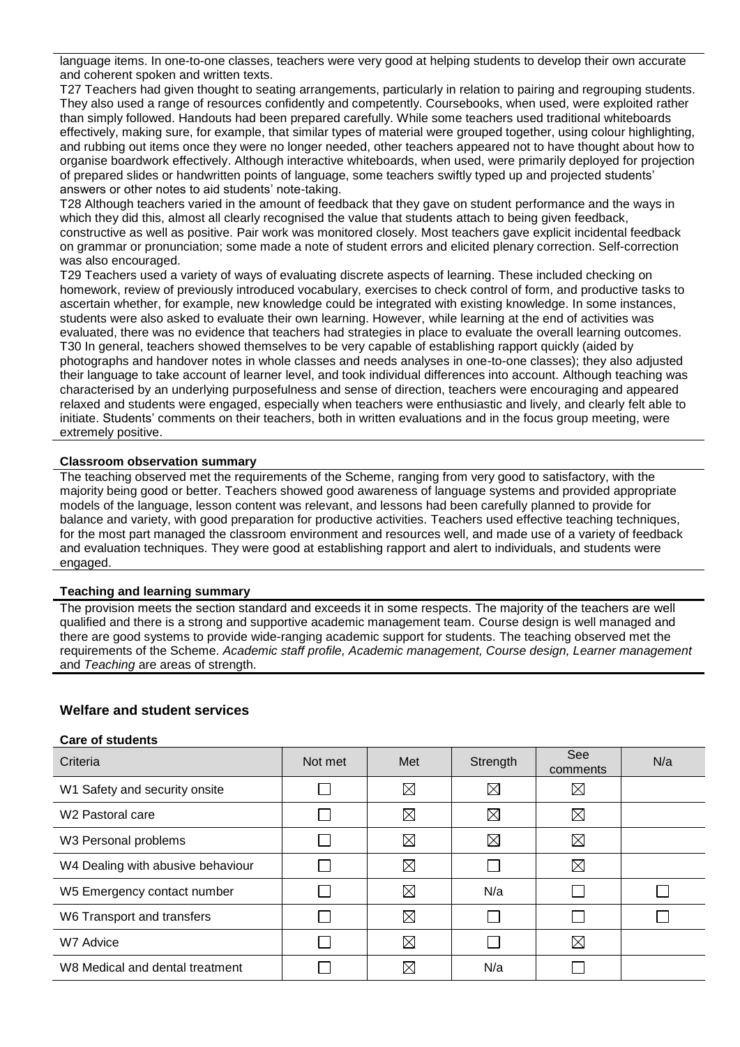language items. In one-to-one classes, teachers were very good at helping students to develop their own accurate and coherent spoken and written texts.

T27 Teachers had given thought to seating arrangements, particularly in relation to pairing and regrouping students. They also used a range of resources confidently and competently. Coursebooks, when used, were exploited rather than simply followed. Handouts had been prepared carefully. While some teachers used traditional whiteboards effectively, making sure, for example, that similar types of material were grouped together, using colour highlighting, and rubbing out items once they were no longer needed, other teachers appeared not to have thought about how to organise boardwork effectively. Although interactive whiteboards, when used, were primarily deployed for projection of prepared slides or handwritten points of language, some teachers swiftly typed up and projected students' answers or other notes to aid students' note-taking.

T28 Although teachers varied in the amount of feedback that they gave on student performance and the ways in which they did this, almost all clearly recognised the value that students attach to being given feedback, constructive as well as positive. Pair work was monitored closely. Most teachers gave explicit incidental feedback on grammar or pronunciation; some made a note of student errors and elicited plenary correction. Self-correction was also encouraged.

T29 Teachers used a variety of ways of evaluating discrete aspects of learning. These included checking on homework, review of previously introduced vocabulary, exercises to check control of form, and productive tasks to ascertain whether, for example, new knowledge could be integrated with existing knowledge. In some instances, students were also asked to evaluate their own learning. However, while learning at the end of activities was evaluated, there was no evidence that teachers had strategies in place to evaluate the overall learning outcomes.

T30 In general, teachers showed themselves to be very capable of establishing rapport quickly (aided by photographs and handover notes in whole classes and needs analyses in one-to-one classes); they also adjusted their language to take account of learner level, and took individual differences into account. Although teaching was characterised by an underlying purposefulness and sense of direction, teachers were encouraging and appeared relaxed and students were engaged, especially when teachers were enthusiastic and lively, and clearly felt able to initiate. Students' comments on their teachers, both in written evaluations and in the focus group meeting, were extremely positive.

**Classroom observation summary**

The teaching observed met the requirements of the Scheme, ranging from very good to satisfactory, with the majority being good or better. Teachers showed good awareness of language systems and provided appropriate models of the language, lesson content was relevant, and lessons had been carefully planned to provide for balance and variety, with good preparation for productive activities. Teachers used effective teaching techniques, for the most part managed the classroom environment and resources well, and made use of a variety of feedback and evaluation techniques. They were good at establishing rapport and alert to individuals, and students were engaged.

**Teaching and learning summary**

The provision meets the section standard and exceeds it in some respects. The majority of the teachers are well qualified and there is a strong and supportive academic management team. Course design is well managed and there are good systems to provide wide-ranging academic support for students. The teaching observed met the requirements of the Scheme. *Academic staff profile, Academic management, Course design, Learner management* and *Teaching* are areas of strength.

## Welfare and student services

**Care of students**

| Criteria | Not met | Met | Strength | See comments | N/a |
|---|---|---|---|---|---|
| W1 Safety and security onsite | ☐ | ☒ | ☒ | ☒ | |
| W2 Pastoral care | ☐ | ☒ | ☒ | ☒ | |
| W3 Personal problems | ☐ | ☒ | ☒ | ☒ | |
| W4 Dealing with abusive behaviour | ☐ | ☒ | ☐ | ☒ | |
| W5 Emergency contact number | ☐ | ☒ | N/a | ☐ | ☐ |
| W6 Transport and transfers | ☐ | ☒ | ☐ | ☐ | ☐ |
| W7 Advice | ☐ | ☒ | ☐ | ☒ | |
| W8 Medical and dental treatment | ☐ | ☒ | N/a | ☐ | |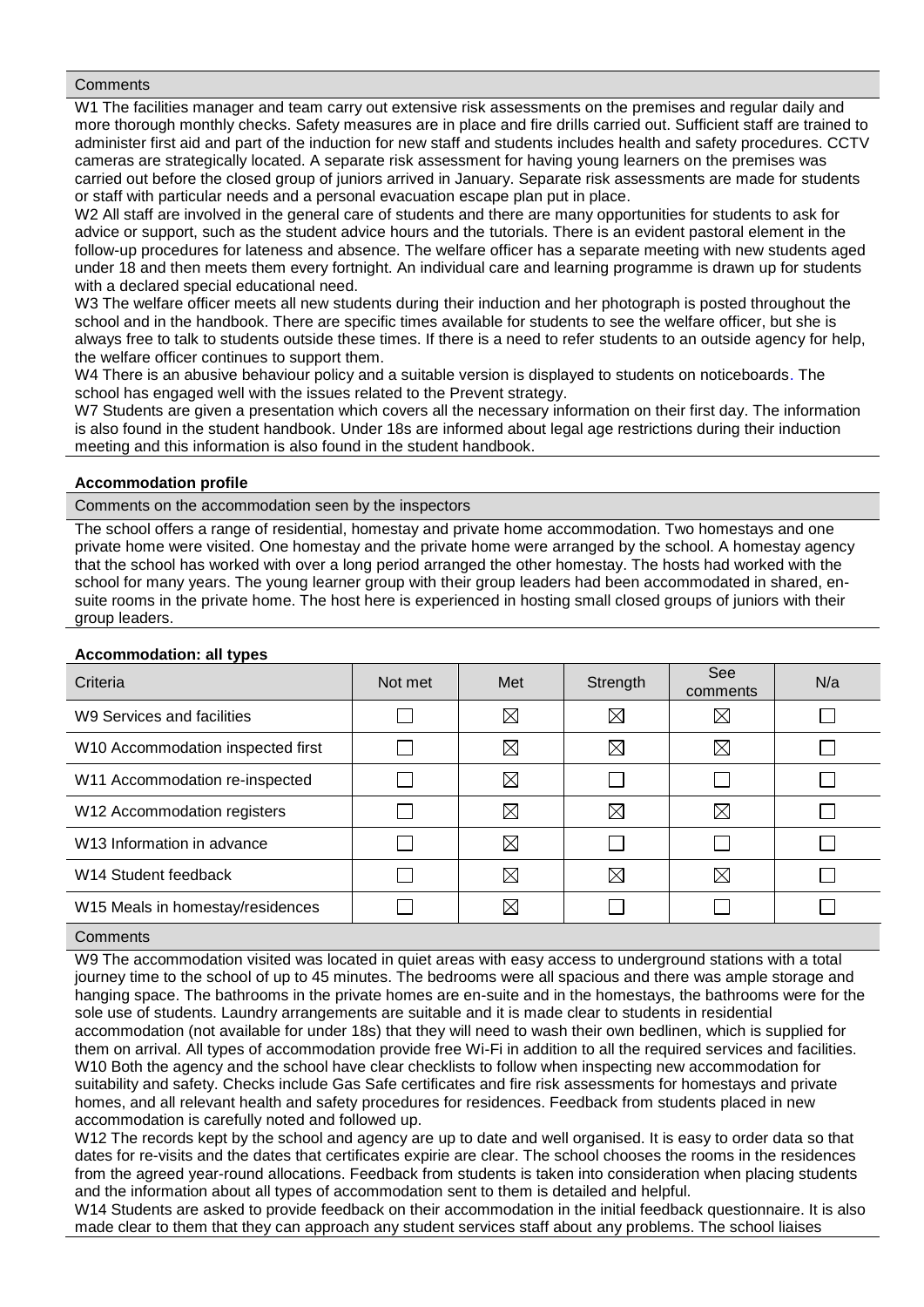Comments

W1 The facilities manager and team carry out extensive risk assessments on the premises and regular daily and more thorough monthly checks. Safety measures are in place and fire drills carried out. Sufficient staff are trained to administer first aid and part of the induction for new staff and students includes health and safety procedures. CCTV cameras are strategically located. A separate risk assessment for having young learners on the premises was carried out before the closed group of juniors arrived in January. Separate risk assessments are made for students or staff with particular needs and a personal evacuation escape plan put in place.
W2 All staff are involved in the general care of students and there are many opportunities for students to ask for advice or support, such as the student advice hours and the tutorials. There is an evident pastoral element in the follow-up procedures for lateness and absence. The welfare officer has a separate meeting with new students aged under 18 and then meets them every fortnight. An individual care and learning programme is drawn up for students with a declared special educational need.
W3 The welfare officer meets all new students during their induction and her photograph is posted throughout the school and in the handbook. There are specific times available for students to see the welfare officer, but she is always free to talk to students outside these times. If there is a need to refer students to an outside agency for help, the welfare officer continues to support them.
W4 There is an abusive behaviour policy and a suitable version is displayed to students on noticeboards. The school has engaged well with the issues related to the Prevent strategy.
W7 Students are given a presentation which covers all the necessary information on their first day. The information is also found in the student handbook. Under 18s are informed about legal age restrictions during their induction meeting and this information is also found in the student handbook.

**Accommodation profile**

Comments on the accommodation seen by the inspectors

The school offers a range of residential, homestay and private home accommodation. Two homestays and one private home were visited. One homestay and the private home were arranged by the school. A homestay agency that the school has worked with over a long period arranged the other homestay. The hosts had worked with the school for many years. The young learner group with their group leaders had been accommodated in shared, en-suite rooms in the private home. The host here is experienced in hosting small closed groups of juniors with their group leaders.

**Accommodation: all types**

| Criteria | Not met | Met | Strength | See comments | N/a |
|---|---|---|---|---|---|
| W9 Services and facilities | ☐ | ☒ | ☒ | ☒ | ☐ |
| W10 Accommodation inspected first | ☐ | ☒ | ☒ | ☒ | ☐ |
| W11 Accommodation re-inspected | ☐ | ☒ | ☐ | ☐ | ☐ |
| W12 Accommodation registers | ☐ | ☒ | ☒ | ☒ | ☐ |
| W13 Information in advance | ☐ | ☒ | ☐ | ☐ | ☐ |
| W14 Student feedback | ☐ | ☒ | ☒ | ☒ | ☐ |
| W15 Meals in homestay/residences | ☐ | ☒ | ☐ | ☐ | ☐ |

Comments

W9 The accommodation visited was located in quiet areas with easy access to underground stations with a total journey time to the school of up to 45 minutes. The bedrooms were all spacious and there was ample storage and hanging space. The bathrooms in the private homes are en-suite and in the homestays, the bathrooms were for the sole use of students. Laundry arrangements are suitable and it is made clear to students in residential accommodation (not available for under 18s) that they will need to wash their own bedlinen, which is supplied for them on arrival. All types of accommodation provide free Wi-Fi in addition to all the required services and facilities.
W10 Both the agency and the school have clear checklists to follow when inspecting new accommodation for suitability and safety. Checks include Gas Safe certificates and fire risk assessments for homestays and private homes, and all relevant health and safety procedures for residences. Feedback from students placed in new accommodation is carefully noted and followed up.
W12 The records kept by the school and agency are up to date and well organised. It is easy to order data so that dates for re-visits and the dates that certificates expirie are clear. The school chooses the rooms in the residences from the agreed year-round allocations. Feedback from students is taken into consideration when placing students and the information about all types of accommodation sent to them is detailed and helpful.
W14 Students are asked to provide feedback on their accommodation in the initial feedback questionnaire. It is also made clear to them that they can approach any student services staff about any problems. The school liaises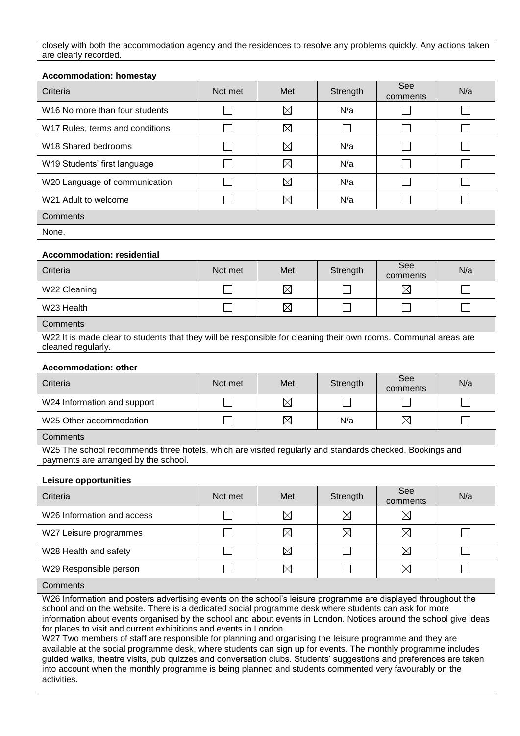closely with both the accommodation agency and the residences to resolve any problems quickly. Any actions taken are clearly recorded.

**Accommodation: homestay**

| Criteria | Not met | Met | Strength | See comments | N/a |
|---|---|---|---|---|---|
| W16 No more than four students | ☐ | ☒ | N/a | ☐ | ☐ |
| W17 Rules, terms and conditions | ☐ | ☒ | ☐ | ☐ | ☐ |
| W18 Shared bedrooms | ☐ | ☒ | N/a | ☐ | ☐ |
| W19 Students' first language | ☐ | ☒ | N/a | ☐ | ☐ |
| W20 Language of communication | ☐ | ☒ | N/a | ☐ | ☐ |
| W21 Adult to welcome | ☐ | ☒ | N/a | ☐ | ☐ |

Comments

None.

**Accommodation: residential**

| Criteria | Not met | Met | Strength | See comments | N/a |
|---|---|---|---|---|---|
| W22 Cleaning | ☐ | ☒ | ☐ | ☒ | ☐ |
| W23 Health | ☐ | ☒ | ☐ | ☐ | ☐ |

Comments

W22 It is made clear to students that they will be responsible for cleaning their own rooms. Communal areas are cleaned regularly.

**Accommodation: other**

| Criteria | Not met | Met | Strength | See comments | N/a |
|---|---|---|---|---|---|
| W24 Information and support | ☐ | ☒ | ☐ | ☐ | ☐ |
| W25 Other accommodation | ☐ | ☒ | N/a | ☒ | ☐ |

Comments

W25 The school recommends three hotels, which are visited regularly and standards checked. Bookings and payments are arranged by the school.

**Leisure opportunities**

| Criteria | Not met | Met | Strength | See comments | N/a |
|---|---|---|---|---|---|
| W26 Information and access | ☐ | ☒ | ☒ | ☒ | |
| W27 Leisure programmes | ☐ | ☒ | ☒ | ☒ | ☐ |
| W28 Health and safety | ☐ | ☒ | ☐ | ☒ | ☐ |
| W29 Responsible person | ☐ | ☒ | ☐ | ☒ | ☐ |

Comments

W26 Information and posters advertising events on the school's leisure programme are displayed throughout the school and on the website. There is a dedicated social programme desk where students can ask for more information about events organised by the school and about events in London. Notices around the school give ideas for places to visit and current exhibitions and events in London.

W27 Two members of staff are responsible for planning and organising the leisure programme and they are available at the social programme desk, where students can sign up for events. The monthly programme includes guided walks, theatre visits, pub quizzes and conversation clubs. Students' suggestions and preferences are taken into account when the monthly programme is being planned and students commented very favourably on the activities.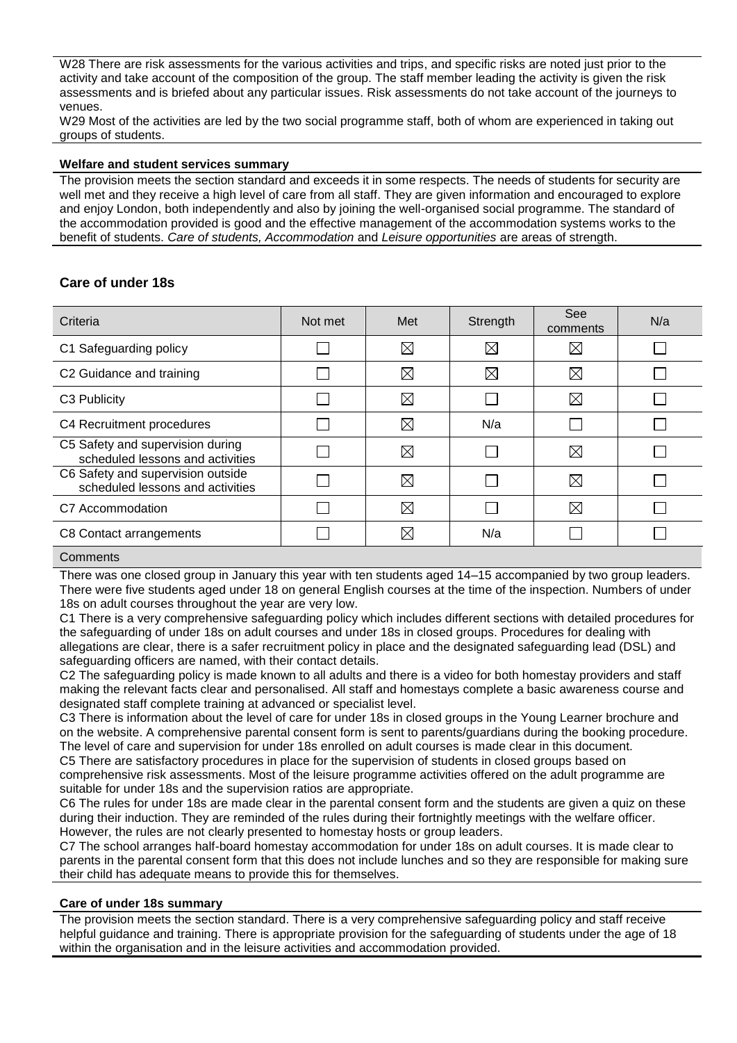W28 There are risk assessments for the various activities and trips, and specific risks are noted just prior to the activity and take account of the composition of the group. The staff member leading the activity is given the risk assessments and is briefed about any particular issues. Risk assessments do not take account of the journeys to venues.

W29 Most of the activities are led by the two social programme staff, both of whom are experienced in taking out groups of students.

**Welfare and student services summary**

The provision meets the section standard and exceeds it in some respects. The needs of students for security are well met and they receive a high level of care from all staff. They are given information and encouraged to explore and enjoy London, both independently and also by joining the well-organised social programme. The standard of the accommodation provided is good and the effective management of the accommodation systems works to the benefit of students. *Care of students, Accommodation* and *Leisure opportunities* are areas of strength.

## Care of under 18s

| Criteria | Not met | Met | Strength | See comments | N/a |
|---|---|---|---|---|---|
| C1 Safeguarding policy | ☐ | ☒ | ☒ | ☒ | ☐ |
| C2 Guidance and training | ☐ | ☒ | ☒ | ☒ | ☐ |
| C3 Publicity | ☐ | ☒ | ☐ | ☒ | ☐ |
| C4 Recruitment procedures | ☐ | ☒ | N/a | ☐ | ☐ |
| C5 Safety and supervision during scheduled lessons and activities | ☐ | ☒ | ☐ | ☒ | ☐ |
| C6 Safety and supervision outside scheduled lessons and activities | ☐ | ☒ | ☐ | ☒ | ☐ |
| C7 Accommodation | ☐ | ☒ | ☐ | ☒ | ☐ |
| C8 Contact arrangements | ☐ | ☒ | N/a | ☐ | ☐ |

Comments

There was one closed group in January this year with ten students aged 14–15 accompanied by two group leaders. There were five students aged under 18 on general English courses at the time of the inspection. Numbers of under 18s on adult courses throughout the year are very low.

C1 There is a very comprehensive safeguarding policy which includes different sections with detailed procedures for the safeguarding of under 18s on adult courses and under 18s in closed groups. Procedures for dealing with allegations are clear, there is a safer recruitment policy in place and the designated safeguarding lead (DSL) and safeguarding officers are named, with their contact details.

C2 The safeguarding policy is made known to all adults and there is a video for both homestay providers and staff making the relevant facts clear and personalised. All staff and homestays complete a basic awareness course and designated staff complete training at advanced or specialist level.

C3 There is information about the level of care for under 18s in closed groups in the Young Learner brochure and on the website. A comprehensive parental consent form is sent to parents/guardians during the booking procedure. The level of care and supervision for under 18s enrolled on adult courses is made clear in this document.

C5 There are satisfactory procedures in place for the supervision of students in closed groups based on comprehensive risk assessments. Most of the leisure programme activities offered on the adult programme are suitable for under 18s and the supervision ratios are appropriate.

C6 The rules for under 18s are made clear in the parental consent form and the students are given a quiz on these during their induction. They are reminded of the rules during their fortnightly meetings with the welfare officer. However, the rules are not clearly presented to homestay hosts or group leaders.

C7 The school arranges half-board homestay accommodation for under 18s on adult courses. It is made clear to parents in the parental consent form that this does not include lunches and so they are responsible for making sure their child has adequate means to provide this for themselves.

**Care of under 18s summary**

The provision meets the section standard. There is a very comprehensive safeguarding policy and staff receive helpful guidance and training. There is appropriate provision for the safeguarding of students under the age of 18 within the organisation and in the leisure activities and accommodation provided.